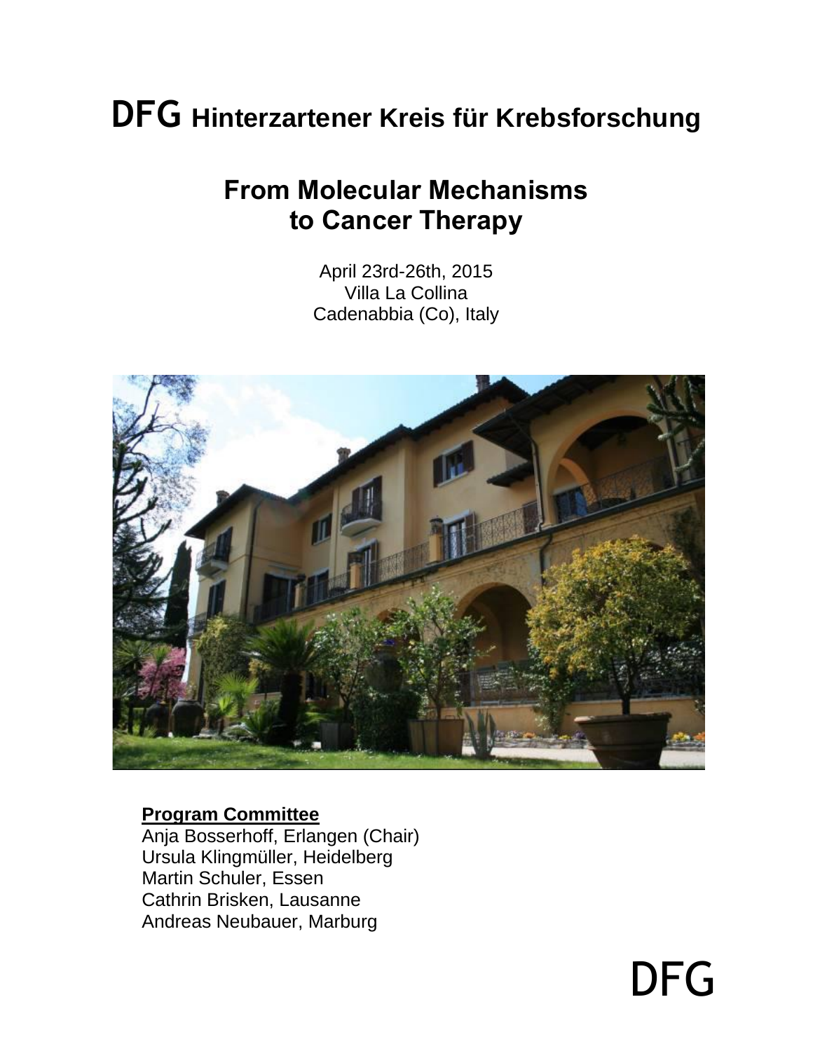# DFG Hinterzartener Kreis für Krebsforschung

## From Molecular Mechanisms to Cancer Therapy

April 23rd-26th, 2015
Villa La Collina
Cadenabbia (Co), Italy

**Program Committee**

Anja Bosserhoff, Erlangen (Chair)
Ursula Klingmüller, Heidelberg
Martin Schuler, Essen
Cathrin Brisken, Lausanne
Andreas Neubauer, Marburg

DFG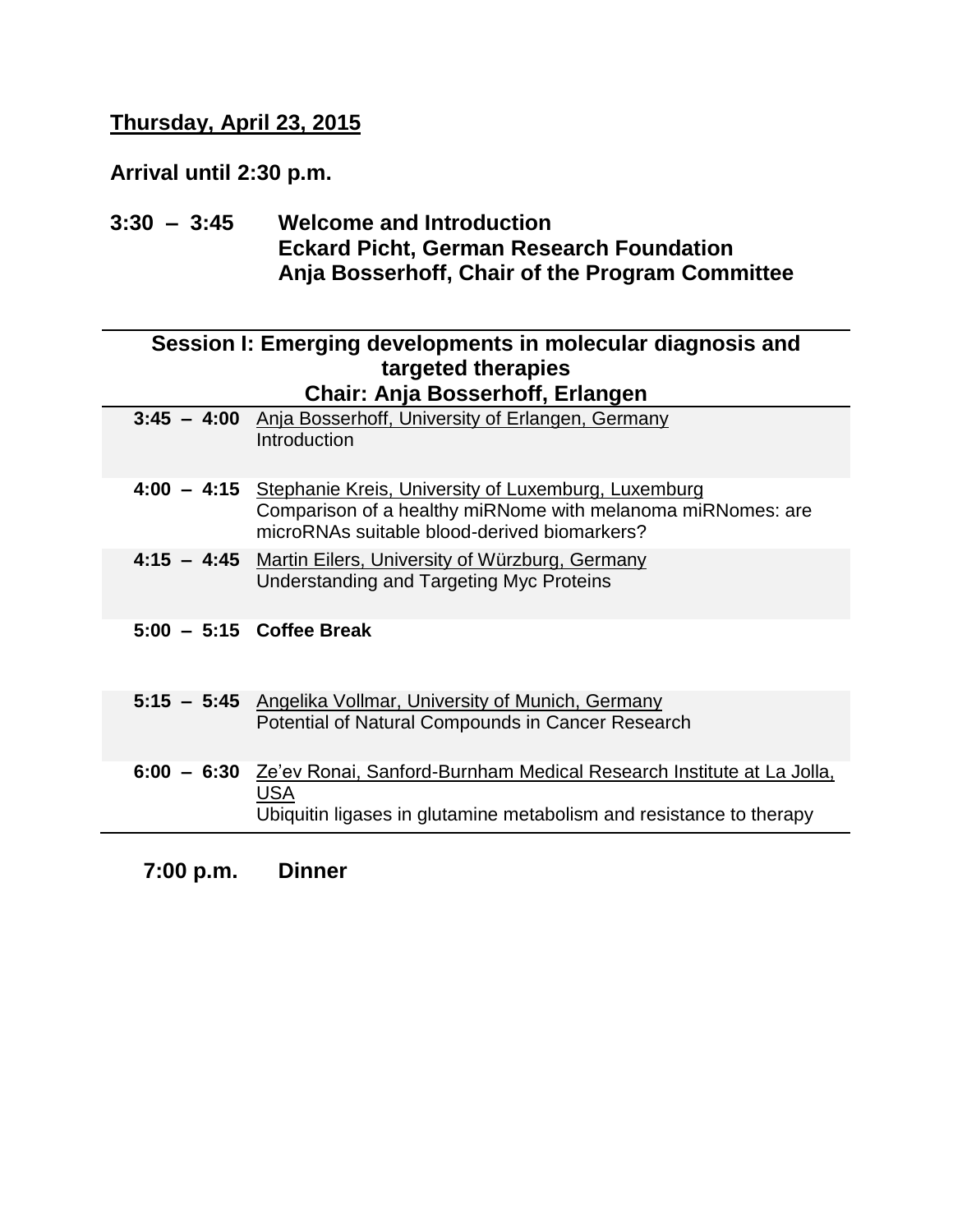**Thursday, April 23, 2015**

**Arrival until 2:30 p.m.**

**3:30 – 3:45 Welcome and Introduction**
**Eckard Picht, German Research Foundation**
**Anja Bosserhoff, Chair of the Program Committee**

| **Session I: Emerging developments in molecular diagnosis and targeted therapies** **Chair: Anja Bosserhoff, Erlangen** | |
|---|---|
| **3:45 – 4:00** | Anja Bosserhoff, University of Erlangen, Germany<br>Introduction |
| **4:00 – 4:15** | Stephanie Kreis, University of Luxemburg, Luxemburg<br>Comparison of a healthy miRNome with melanoma miRNomes: are microRNAs suitable blood-derived biomarkers? |
| **4:15 – 4:45** | Martin Eilers, University of Würzburg, Germany<br>Understanding and Targeting Myc Proteins |
| **5:00 – 5:15** | **Coffee Break** |
| **5:15 – 5:45** | Angelika Vollmar, University of Munich, Germany<br>Potential of Natural Compounds in Cancer Research |
| **6:00 – 6:30** | Ze'ev Ronai, Sanford-Burnham Medical Research Institute at La Jolla, USA<br>Ubiquitin ligases in glutamine metabolism and resistance to therapy |

**7:00 p.m. Dinner**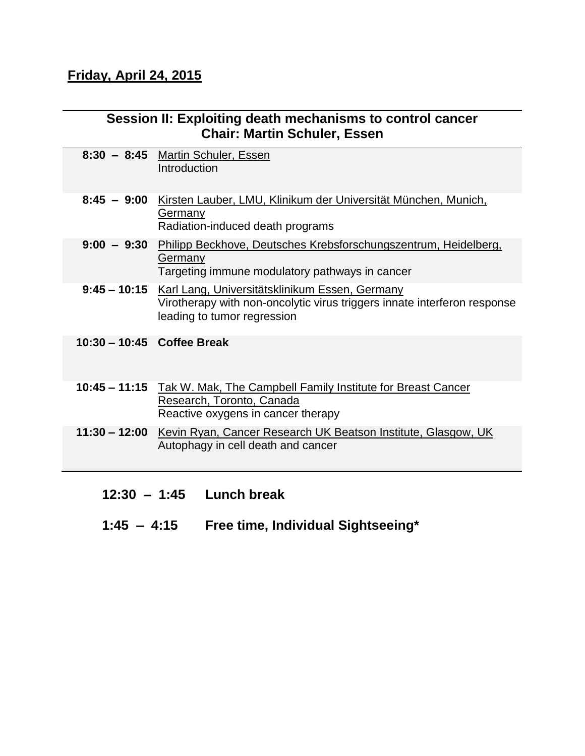**Friday, April 24, 2015**

| Session II: Exploiting death mechanisms to control cancer<br>Chair: Martin Schuler, Essen | |
|---|---|
| **8:30 – 8:45** | Martin Schuler, Essen<br>Introduction |
| **8:45 – 9:00** | Kirsten Lauber, LMU, Klinikum der Universität München, Munich, Germany<br>Radiation-induced death programs |
| **9:00 – 9:30** | Philipp Beckhove, Deutsches Krebsforschungszentrum, Heidelberg, Germany<br>Targeting immune modulatory pathways in cancer |
| **9:45 – 10:15** | Karl Lang, Universitätsklinikum Essen, Germany<br>Virotherapy with non-oncolytic virus triggers innate interferon response leading to tumor regression |
| **10:30 – 10:45** | **Coffee Break** |
| **10:45 – 11:15** | Tak W. Mak, The Campbell Family Institute for Breast Cancer Research, Toronto, Canada<br>Reactive oxygens in cancer therapy |
| **11:30 – 12:00** | Kevin Ryan, Cancer Research UK Beatson Institute, Glasgow, UK<br>Autophagy in cell death and cancer |

**12:30 – 1:45 Lunch break**

**1:45 – 4:15 Free time, Individual Sightseeing***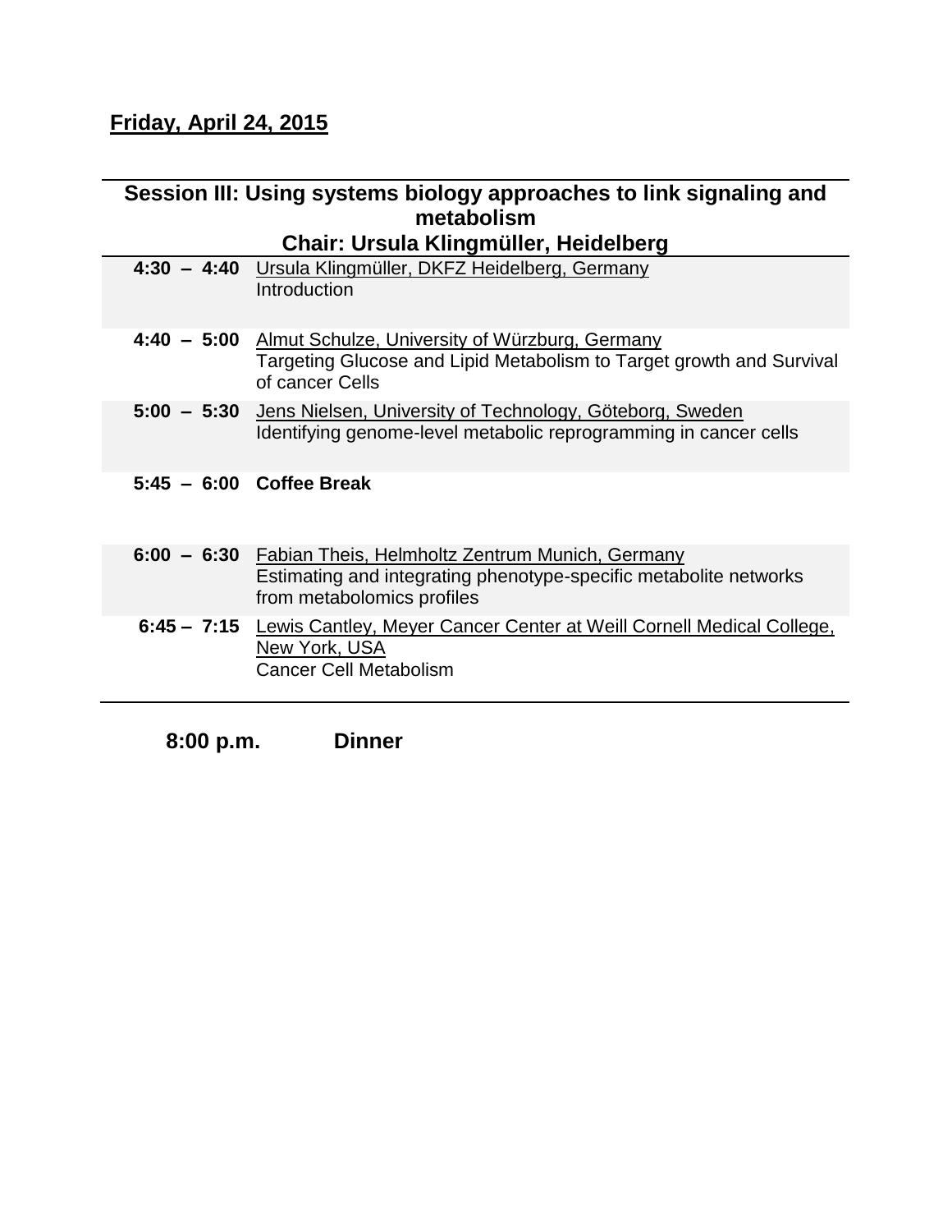**Friday, April 24, 2015**

| **Session III: Using systems biology approaches to link signaling and metabolism<br>Chair: Ursula Klingmüller, Heidelberg** | |
|---|---|
| **4:30 – 4:40** | Ursula Klingmüller, DKFZ Heidelberg, Germany<br>Introduction |
| **4:40 – 5:00** | Almut Schulze, University of Würzburg, Germany<br>Targeting Glucose and Lipid Metabolism to Target growth and Survival of cancer Cells |
| **5:00 – 5:30** | Jens Nielsen, University of Technology, Göteborg, Sweden<br>Identifying genome-level metabolic reprogramming in cancer cells |
| **5:45 – 6:00** | **Coffee Break** |
| **6:00 – 6:30** | Fabian Theis, Helmholtz Zentrum Munich, Germany<br>Estimating and integrating phenotype-specific metabolite networks from metabolomics profiles |
| **6:45 – 7:15** | Lewis Cantley, Meyer Cancer Center at Weill Cornell Medical College, New York, USA<br>Cancer Cell Metabolism |

**8:00 p.m.** **Dinner**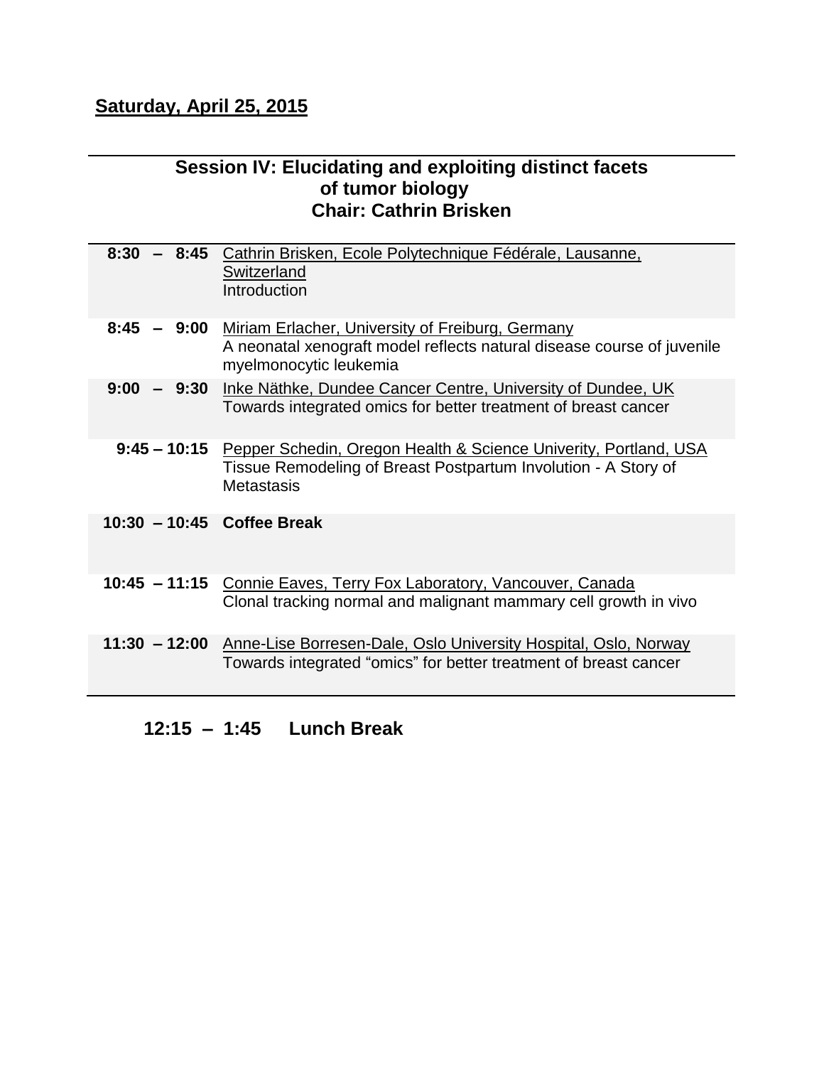## Saturday, April 25, 2015

### Session IV: Elucidating and exploiting distinct facets of tumor biology
### Chair: Cathrin Brisken

| | |
|---|---|
| **8:30 – 8:45** | Cathrin Brisken, Ecole Polytechnique Fédérale, Lausanne, Switzerland<br>Introduction |
| **8:45 – 9:00** | Miriam Erlacher, University of Freiburg, Germany<br>A neonatal xenograft model reflects natural disease course of juvenile myelmonocytic leukemia |
| **9:00 – 9:30** | Inke Näthke, Dundee Cancer Centre, University of Dundee, UK<br>Towards integrated omics for better treatment of breast cancer |
| **9:45 – 10:15** | Pepper Schedin, Oregon Health & Science Univerity, Portland, USA<br>Tissue Remodeling of Breast Postpartum Involution - A Story of Metastasis |
| **10:30 – 10:45** | **Coffee Break** |
| **10:45 – 11:15** | Connie Eaves, Terry Fox Laboratory, Vancouver, Canada<br>Clonal tracking normal and malignant mammary cell growth in vivo |
| **11:30 – 12:00** | Anne-Lise Borresen-Dale, Oslo University Hospital, Oslo, Norway<br>Towards integrated "omics" for better treatment of breast cancer |

**12:15 – 1:45 Lunch Break**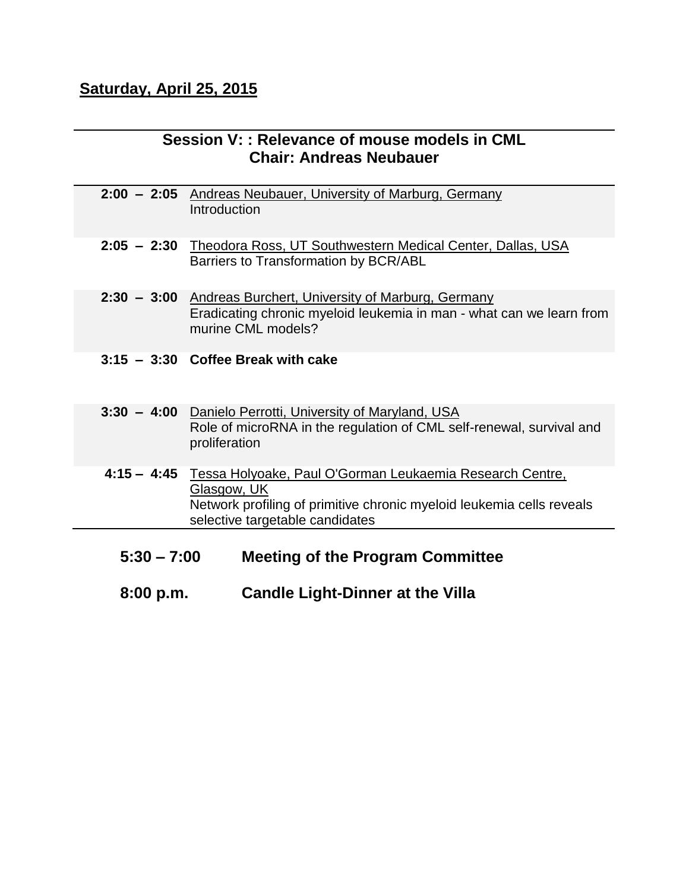**Saturday, April 25, 2015**

## Session V: : Relevance of mouse models in CML
## Chair: Andreas Neubauer

| | |
|---|---|
| **2:00 – 2:05** | Andreas Neubauer, University of Marburg, Germany<br>Introduction |
| **2:05 – 2:30** | Theodora Ross, UT Southwestern Medical Center, Dallas, USA<br>Barriers to Transformation by BCR/ABL |
| **2:30 – 3:00** | Andreas Burchert, University of Marburg, Germany<br>Eradicating chronic myeloid leukemia in man - what can we learn from murine CML models? |
| **3:15 – 3:30** | **Coffee Break with cake** |
| **3:30 – 4:00** | Danielo Perrotti, University of Maryland, USA<br>Role of microRNA in the regulation of CML self-renewal, survival and proliferation |
| **4:15 – 4:45** | Tessa Holyoake, Paul O'Gorman Leukaemia Research Centre, Glasgow, UK<br>Network profiling of primitive chronic myeloid leukemia cells reveals selective targetable candidates |

**5:30 – 7:00** **Meeting of the Program Committee**

**8:00 p.m.** **Candle Light-Dinner at the Villa**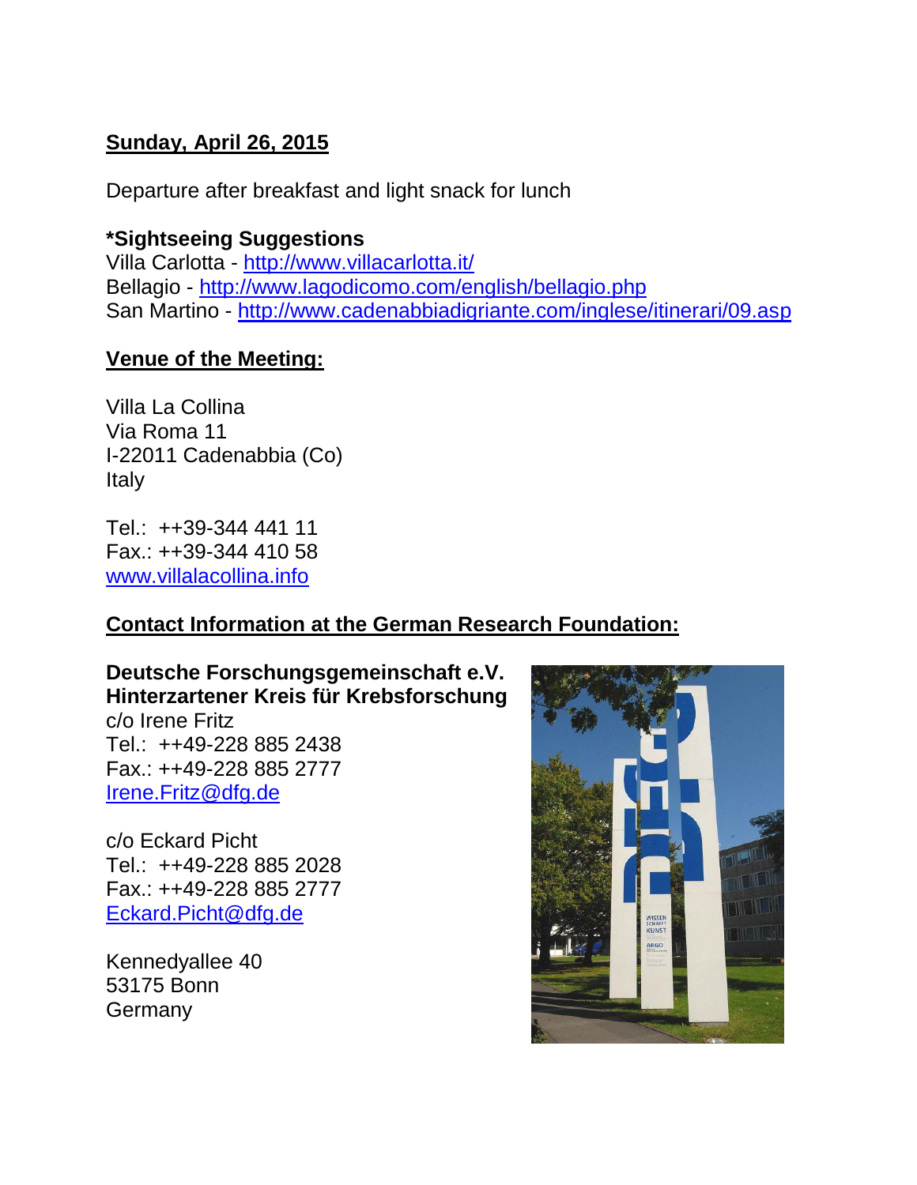**Sunday, April 26, 2015**

Departure after breakfast and light snack for lunch

**\*Sightseeing Suggestions**
Villa Carlotta - http://www.villacarlotta.it/
Bellagio - http://www.lagodicomo.com/english/bellagio.php
San Martino - http://www.cadenabbiadigriante.com/inglese/itinerari/09.asp

**Venue of the Meeting:**

Villa La Collina
Via Roma 11
I-22011 Cadenabbia (Co)
Italy

Tel.: ++39-344 441 11
Fax.: ++39-344 410 58
www.villalacollina.info

**Contact Information at the German Research Foundation:**

**Deutsche Forschungsgemeinschaft e.V.**
**Hinterzartener Kreis für Krebsforschung**
c/o Irene Fritz
Tel.: ++49-228 885 2438
Fax.: ++49-228 885 2777
Irene.Fritz@dfg.de

c/o Eckard Picht
Tel.: ++49-228 885 2028
Fax.: ++49-228 885 2777
Eckard.Picht@dfg.de

Kennedyallee 40
53175 Bonn
Germany